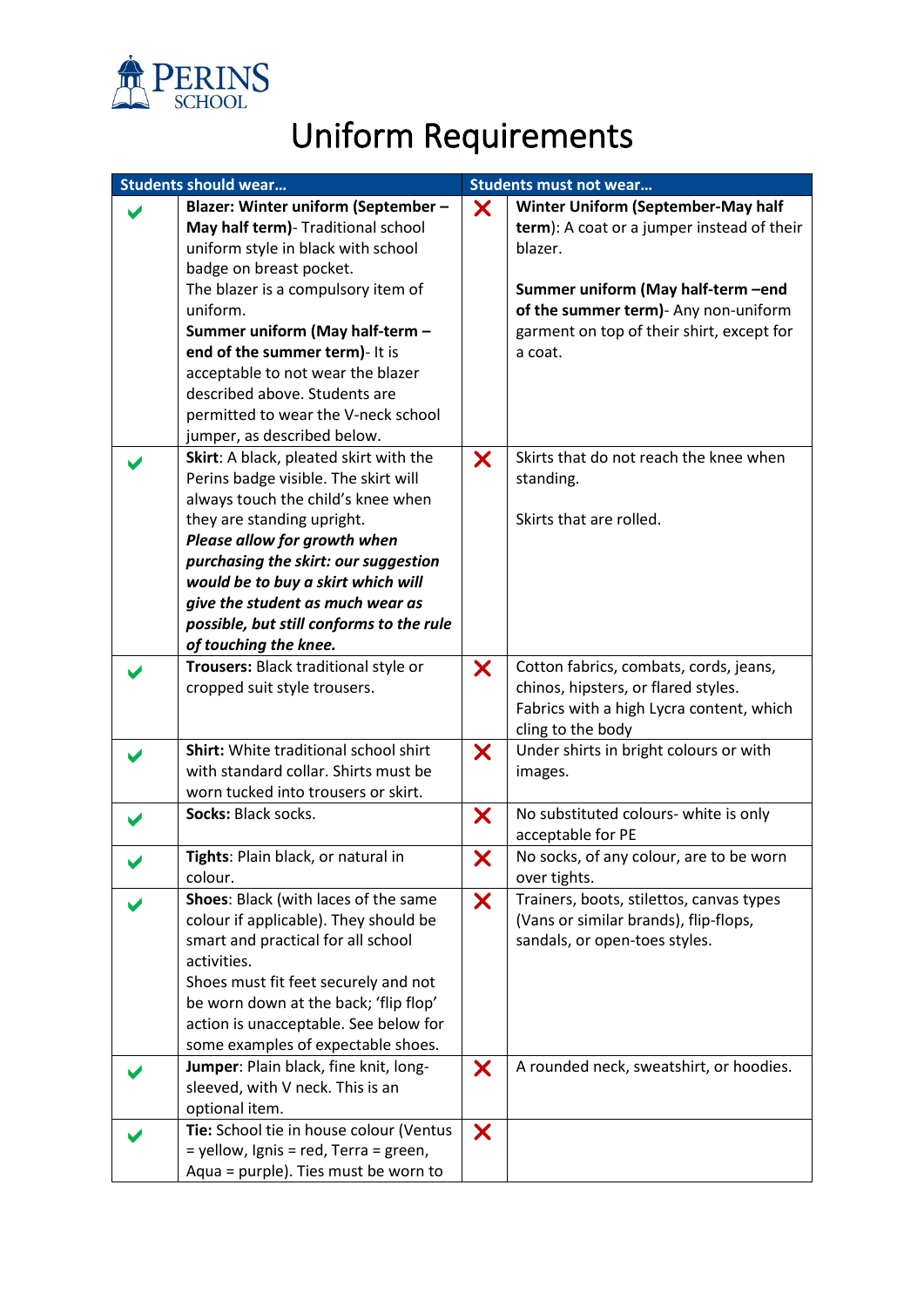PERINS SCHOOL

# Uniform Requirements

| | Students should wear… | | Students must not wear… |
|---|---|---|---|
| ✔ | **Blazer: Winter uniform (September – May half term)**- Traditional school uniform style in black with school badge on breast pocket.<br>The blazer is a compulsory item of uniform.<br>**Summer uniform (May half-term – end of the summer term)**- It is acceptable to not wear the blazer described above. Students are permitted to wear the V-neck school jumper, as described below. | ✘ | **Winter Uniform (September-May half term)**: A coat or a jumper instead of their blazer.<br><br>**Summer uniform (May half-term –end of the summer term)**- Any non-uniform garment on top of their shirt, except for a coat. |
| ✔ | **Skirt**: A black, pleated skirt with the Perins badge visible. The skirt will always touch the child's knee when they are standing upright.<br>***Please allow for growth when purchasing the skirt: our suggestion would be to buy a skirt which will give the student as much wear as possible, but still conforms to the rule of touching the knee.*** | ✘ | Skirts that do not reach the knee when standing.<br><br>Skirts that are rolled. |
| ✔ | **Trousers:** Black traditional style or cropped suit style trousers. | ✘ | Cotton fabrics, combats, cords, jeans, chinos, hipsters, or flared styles.<br>Fabrics with a high Lycra content, which cling to the body |
| ✔ | **Shirt:** White traditional school shirt with standard collar. Shirts must be worn tucked into trousers or skirt. | ✘ | Under shirts in bright colours or with images. |
| ✔ | **Socks:** Black socks. | ✘ | No substituted colours- white is only acceptable for PE |
| ✔ | **Tights**: Plain black, or natural in colour. | ✘ | No socks, of any colour, are to be worn over tights. |
| ✔ | **Shoes**: Black (with laces of the same colour if applicable). They should be smart and practical for all school activities.<br>Shoes must fit feet securely and not be worn down at the back; 'flip flop' action is unacceptable. See below for some examples of expectable shoes. | ✘ | Trainers, boots, stilettos, canvas types (Vans or similar brands), flip-flops, sandals, or open-toes styles. |
| ✔ | **Jumper**: Plain black, fine knit, long-sleeved, with V neck. This is an optional item. | ✘ | A rounded neck, sweatshirt, or hoodies. |
| ✔ | **Tie:** School tie in house colour (Ventus = yellow, Ignis = red, Terra = green, Aqua = purple). Ties must be worn to | ✘ | |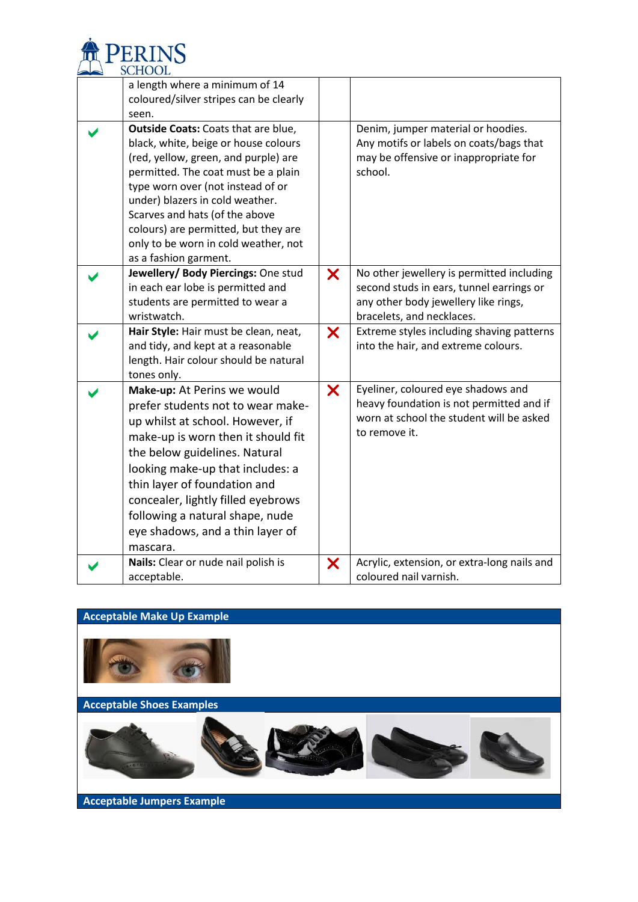| | | | |
|---|---|---|---|
| | a length where a minimum of 14 coloured/silver stripes can be clearly seen. | | |
| ✔ | **Outside Coats:** Coats that are blue, black, white, beige or house colours (red, yellow, green, and purple) are permitted. The coat must be a plain type worn over (not instead of or under) blazers in cold weather. Scarves and hats (of the above colours) are permitted, but they are only to be worn in cold weather, not as a fashion garment. | | Denim, jumper material or hoodies. Any motifs or labels on coats/bags that may be offensive or inappropriate for school. |
| ✔ | **Jewellery/ Body Piercings:** One stud in each ear lobe is permitted and students are permitted to wear a wristwatch. | ✘ | No other jewellery is permitted including second studs in ears, tunnel earrings or any other body jewellery like rings, bracelets, and necklaces. |
| ✔ | **Hair Style:** Hair must be clean, neat, and tidy, and kept at a reasonable length. Hair colour should be natural tones only. | ✘ | Extreme styles including shaving patterns into the hair, and extreme colours. |
| ✔ | **Make-up:** At Perins we would prefer students not to wear make-up whilst at school. However, if make-up is worn then it should fit the below guidelines. Natural looking make-up that includes: a thin layer of foundation and concealer, lightly filled eyebrows following a natural shape, nude eye shadows, and a thin layer of mascara. | ✘ | Eyeliner, coloured eye shadows and heavy foundation is not permitted and if worn at school the student will be asked to remove it. |
| ✔ | **Nails:** Clear or nude nail polish is acceptable. | ✘ | Acrylic, extension, or extra-long nails and coloured nail varnish. |

**Acceptable Make Up Example**

**Acceptable Shoes Examples**

**Acceptable Jumpers Example**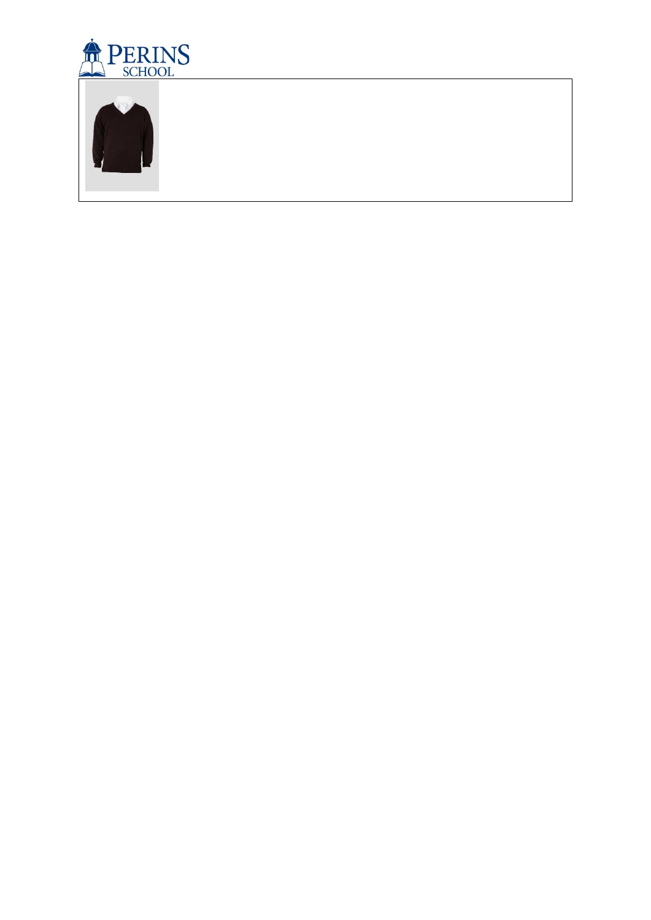PERINS
SCHOOL